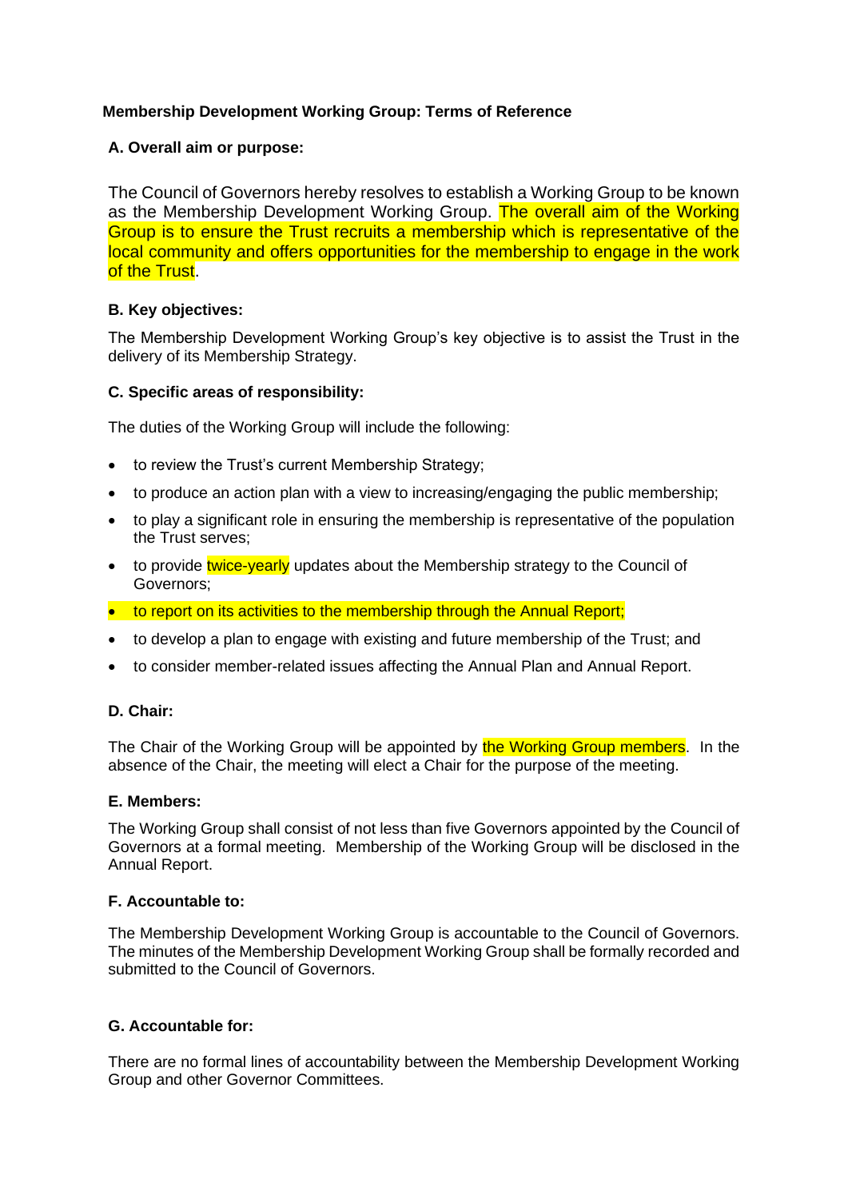**Membership Development Working Group: Terms of Reference**

**A. Overall aim or purpose:**

The Council of Governors hereby resolves to establish a Working Group to be known as the Membership Development Working Group. The overall aim of the Working Group is to ensure the Trust recruits a membership which is representative of the local community and offers opportunities for the membership to engage in the work of the Trust.

**B. Key objectives:**

The Membership Development Working Group's key objective is to assist the Trust in the delivery of its Membership Strategy.

**C. Specific areas of responsibility:**

The duties of the Working Group will include the following:

- to review the Trust's current Membership Strategy;
- to produce an action plan with a view to increasing/engaging the public membership;
- to play a significant role in ensuring the membership is representative of the population the Trust serves;
- to provide twice-yearly updates about the Membership strategy to the Council of Governors;
- to report on its activities to the membership through the Annual Report;
- to develop a plan to engage with existing and future membership of the Trust; and
- to consider member-related issues affecting the Annual Plan and Annual Report.

**D. Chair:**

The Chair of the Working Group will be appointed by the Working Group members. In the absence of the Chair, the meeting will elect a Chair for the purpose of the meeting.

**E. Members:**

The Working Group shall consist of not less than five Governors appointed by the Council of Governors at a formal meeting. Membership of the Working Group will be disclosed in the Annual Report.

**F. Accountable to:**

The Membership Development Working Group is accountable to the Council of Governors. The minutes of the Membership Development Working Group shall be formally recorded and submitted to the Council of Governors.

**G. Accountable for:**

There are no formal lines of accountability between the Membership Development Working Group and other Governor Committees.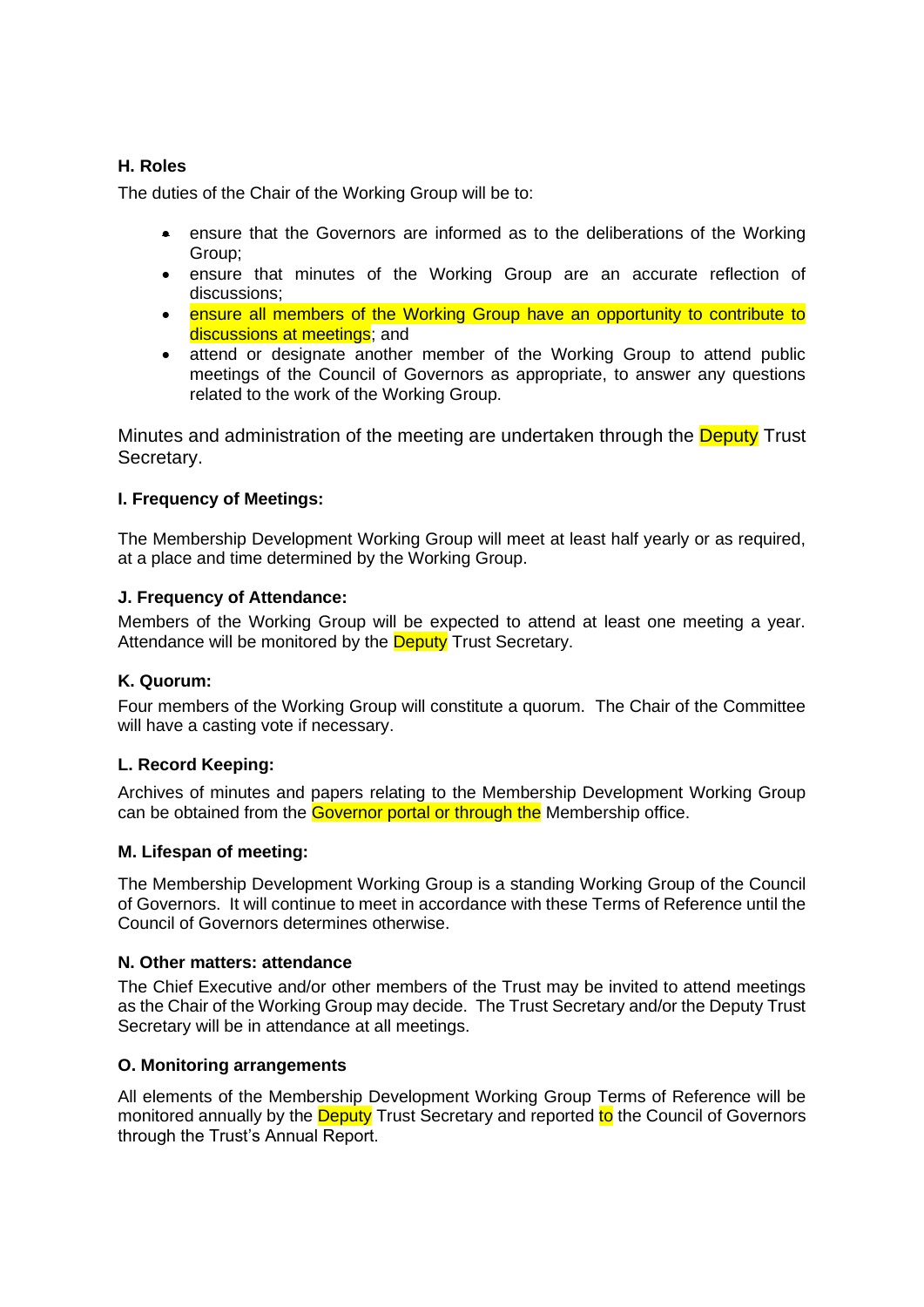**H. Roles**

The duties of the Chair of the Working Group will be to:

- ensure that the Governors are informed as to the deliberations of the Working Group;
- ensure that minutes of the Working Group are an accurate reflection of discussions;
- ensure all members of the Working Group have an opportunity to contribute to discussions at meetings; and
- attend or designate another member of the Working Group to attend public meetings of the Council of Governors as appropriate, to answer any questions related to the work of the Working Group.

Minutes and administration of the meeting are undertaken through the Deputy Trust Secretary.

**I. Frequency of Meetings:**

The Membership Development Working Group will meet at least half yearly or as required, at a place and time determined by the Working Group.

**J. Frequency of Attendance:**

Members of the Working Group will be expected to attend at least one meeting a year. Attendance will be monitored by the Deputy Trust Secretary.

**K. Quorum:**

Four members of the Working Group will constitute a quorum. The Chair of the Committee will have a casting vote if necessary.

**L. Record Keeping:**

Archives of minutes and papers relating to the Membership Development Working Group can be obtained from the Governor portal or through the Membership office.

**M. Lifespan of meeting:**

The Membership Development Working Group is a standing Working Group of the Council of Governors. It will continue to meet in accordance with these Terms of Reference until the Council of Governors determines otherwise.

**N. Other matters: attendance**

The Chief Executive and/or other members of the Trust may be invited to attend meetings as the Chair of the Working Group may decide. The Trust Secretary and/or the Deputy Trust Secretary will be in attendance at all meetings.

**O. Monitoring arrangements**

All elements of the Membership Development Working Group Terms of Reference will be monitored annually by the Deputy Trust Secretary and reported to the Council of Governors through the Trust's Annual Report.